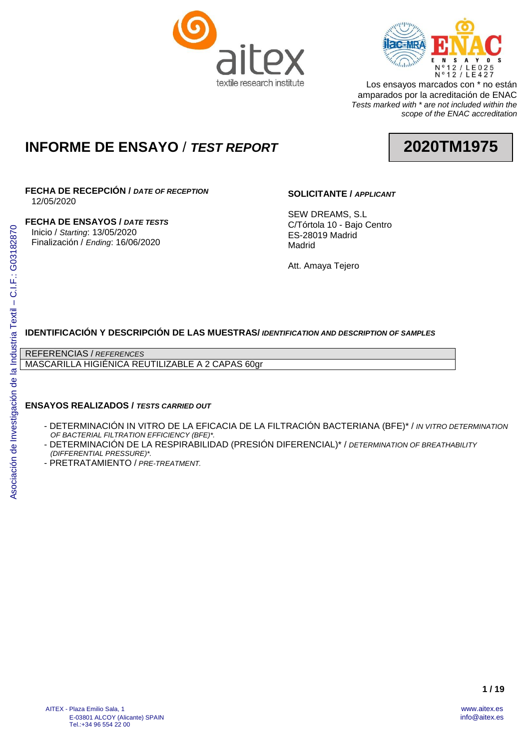Los ensayos marcados con * no están amparados por la acreditación de ENAC
*Tests marked with * are not included within the scope of the ENAC accreditation*

# INFORME DE ENSAYO / *TEST REPORT*

**2020TM1975**

**FECHA DE RECEPCIÓN / *DATE OF RECEPTION***
12/05/2020

**FECHA DE ENSAYOS / *DATE TESTS***
Inicio / *Starting*: 13/05/2020
Finalización / *Ending*: 16/06/2020

**SOLICITANTE / *APPLICANT***

SEW DREAMS, S.L
C/Tórtola 10 - Bajo Centro
ES-28019 Madrid
Madrid

Att. Amaya Tejero

## IDENTIFICACIÓN Y DESCRIPCIÓN DE LAS MUESTRAS/ *IDENTIFICATION AND DESCRIPTION OF SAMPLES*

| REFERENCIAS / *REFERENCES* |
|---|
| MASCARILLA HIGIÉNICA REUTILIZABLE A 2 CAPAS 60gr |

## ENSAYOS REALIZADOS / *TESTS CARRIED OUT*

- DETERMINACIÓN IN VITRO DE LA EFICACIA DE LA FILTRACIÓN BACTERIANA (BFE)* / *IN VITRO DETERMINATION OF BACTERIAL FILTRATION EFFICIENCY (BFE)*.*
- DETERMINACIÓN DE LA RESPIRABILIDAD (PRESIÓN DIFERENCIAL)* / *DETERMINATION OF BREATHABILITY (DIFFERENTIAL PRESSURE)*.*
- PRETRATAMIENTO / *PRE-TREATMENT.*

AITEX - Plaza Emilio Sala, 1
E-03801 ALCOY (Alicante) SPAIN
Tel.:+34 96 554 22 00

www.aitex.es
info@aitex.es

Asociación de Investigación de la Industria Textil – C.I.F.: G03182870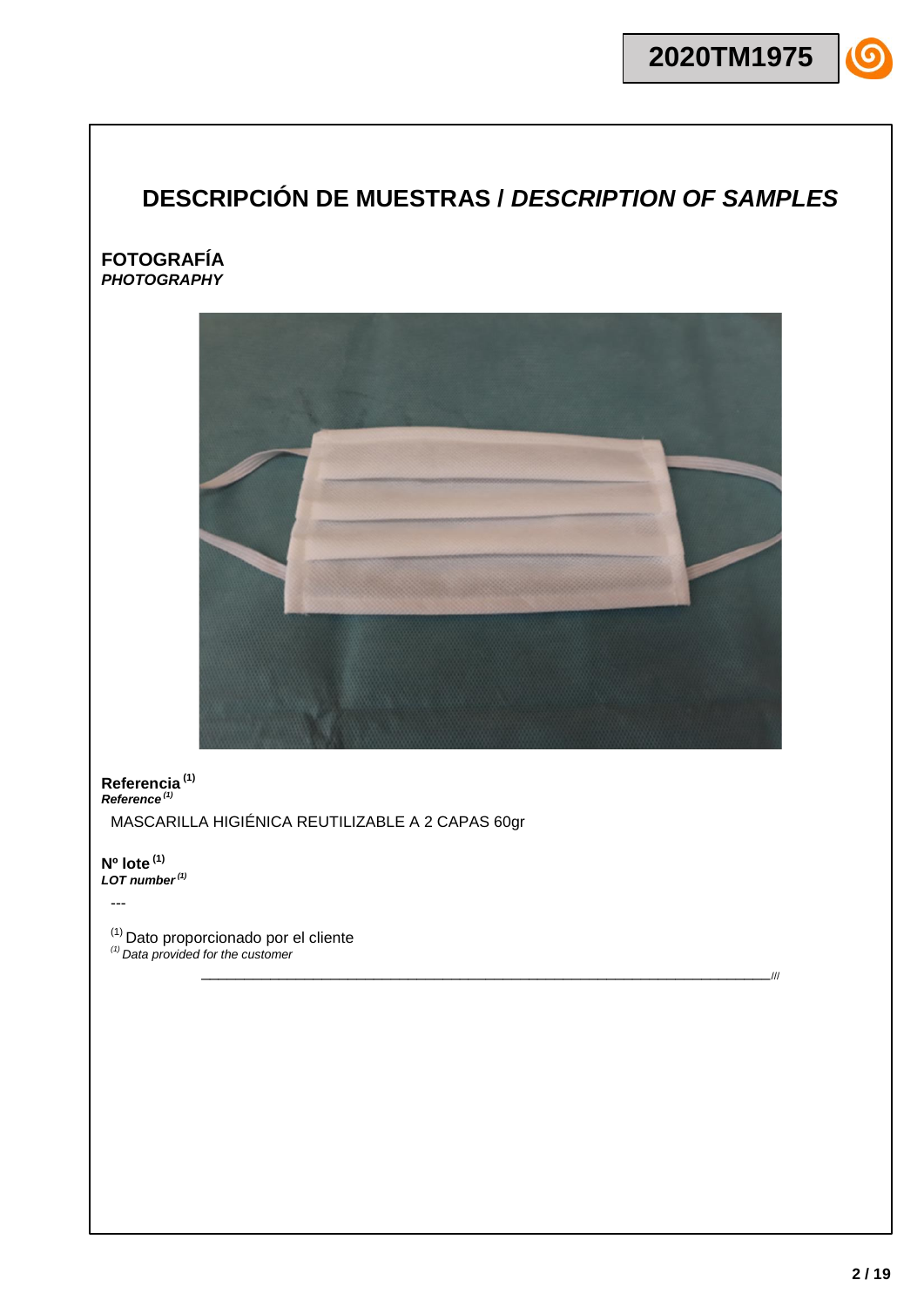# DESCRIPCIÓN DE MUESTRAS / *DESCRIPTION OF SAMPLES*

**FOTOGRAFÍA**
***PHOTOGRAPHY***

**Referencia** [(1)]
***Reference*** [(1)]

MASCARILLA HIGIÉNICA REUTILIZABLE A 2 CAPAS 60gr

**Nº lote** [(1)]
***LOT number*** [(1)]

---

[(1)] Dato proporcionado por el cliente
*[(1)] Data provided for the customer*

\_\_\_\_\_\_\_\_\_\_\_\_\_\_\_\_\_\_\_\_\_\_\_\_\_\_\_\_\_\_\_\_\_\_\_\_\_\_\_\_\_\_\_\_\_\_\_\_\_\_\_\_\_\_\_\_\_\_\_\_\_\_\_\_\_\_\_\_\_\_\_\_///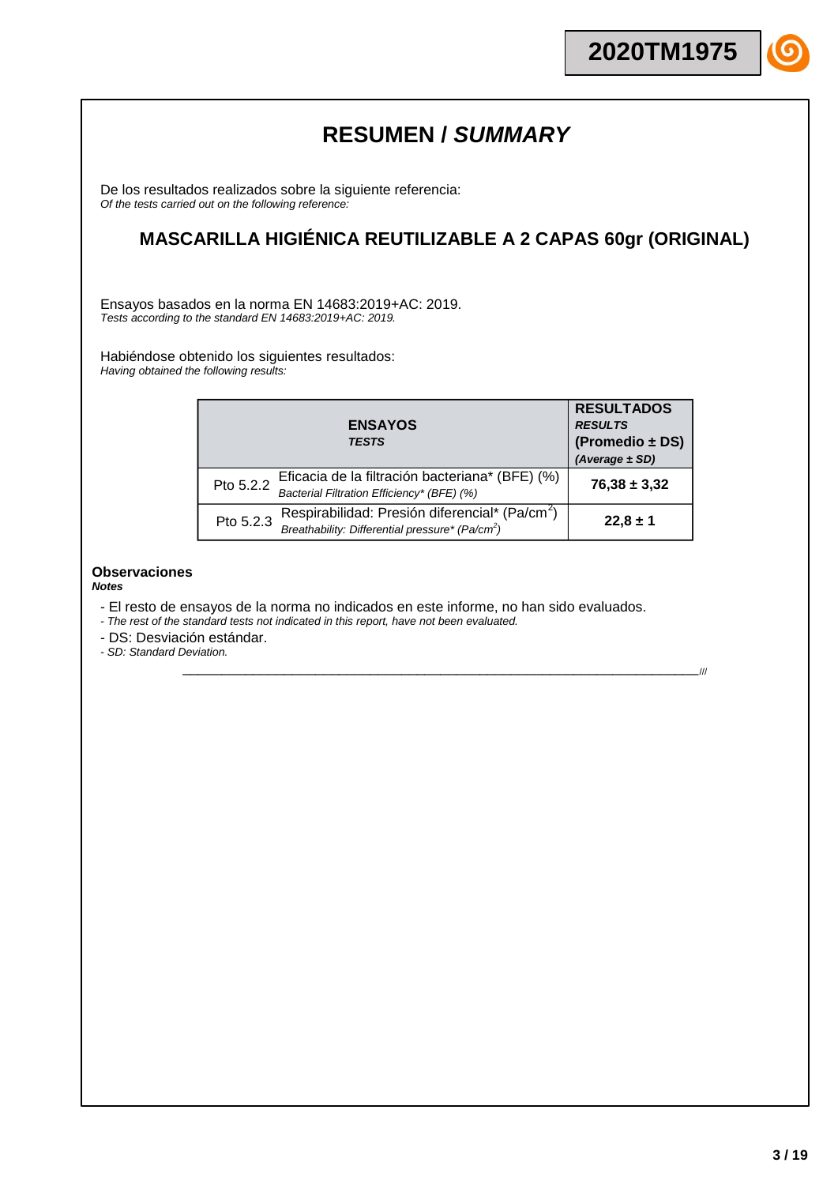# RESUMEN / *SUMMARY*

De los resultados realizados sobre la siguiente referencia:
*Of the tests carried out on the following reference:*

## MASCARILLA HIGIÉNICA REUTILIZABLE A 2 CAPAS 60gr (ORIGINAL)

Ensayos basados en la norma EN 14683:2019+AC: 2019.
*Tests according to the standard EN 14683:2019+AC: 2019.*

Habiéndose obtenido los siguientes resultados:
*Having obtained the following results:*

| **ENSAYOS** *TESTS* | | **RESULTADOS** ***RESULTS*** **(Promedio ± DS)** ***(Average ± SD)*** |
|---|---|---|
| Pto 5.2.2 | Eficacia de la filtración bacteriana* (BFE) (%) *Bacterial Filtration Efficiency* (BFE) (%)* | **76,38 ± 3,32** |
| Pto 5.2.3 | Respirabilidad: Presión diferencial* (Pa/cm$^2$) *Breathability: Differential pressure* (Pa/cm$^2$)* | **22,8 ± 1** |

**Observaciones**
***Notes***

- El resto de ensayos de la norma no indicados en este informe, no han sido evaluados.
  *- The rest of the standard tests not indicated in this report, have not been evaluated.*
- DS: Desviación estándar.
  *- SD: Standard Deviation.*

\_\_\_\_\_\_\_\_\_\_\_\_\_\_\_\_\_\_\_\_\_\_\_\_\_\_\_\_\_\_\_\_\_\_\_\_\_\_\_\_\_\_\_\_\_\_\_\_\_\_\_\_\_\_\_\_\_\_\_\_///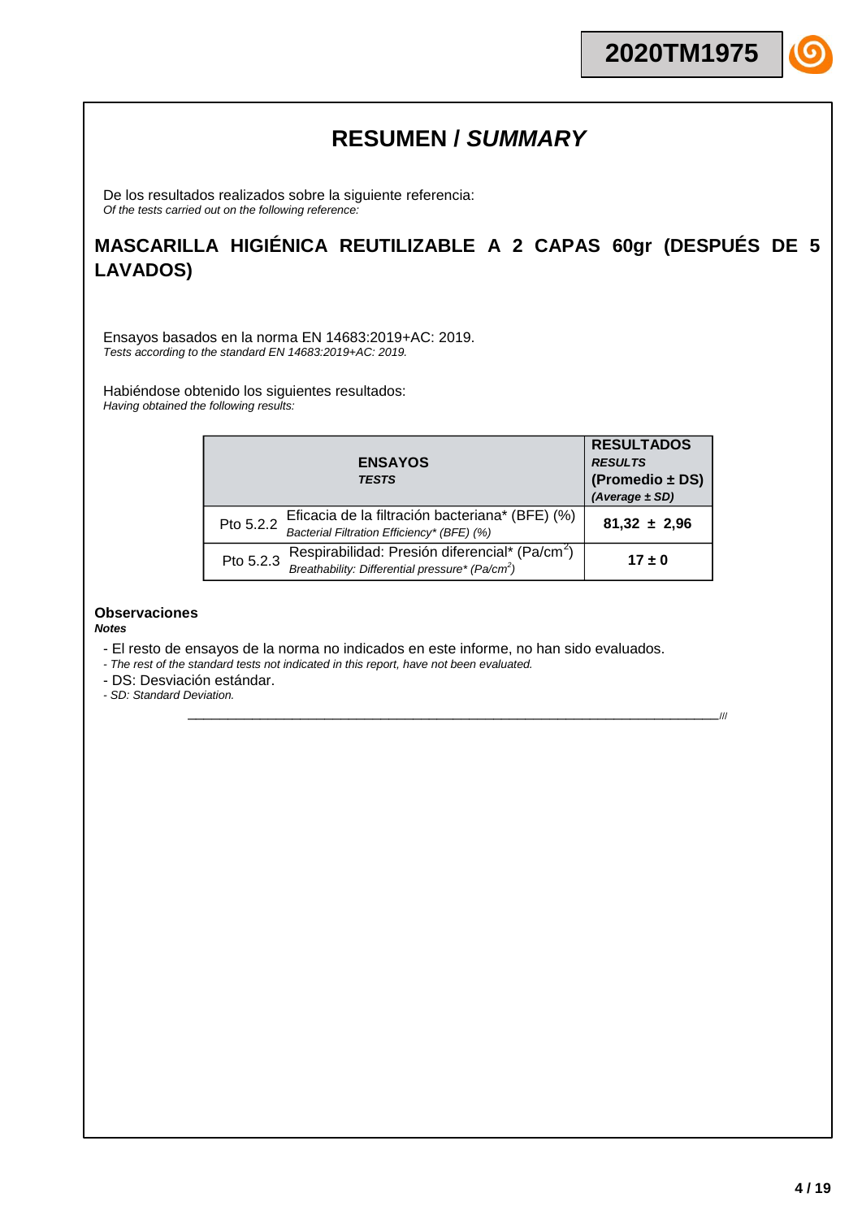# RESUMEN / *SUMMARY*

De los resultados realizados sobre la siguiente referencia:
*Of the tests carried out on the following reference:*

## MASCARILLA HIGIÉNICA REUTILIZABLE A 2 CAPAS 60gr (DESPUÉS DE 5 LAVADOS)

Ensayos basados en la norma EN 14683:2019+AC: 2019.
*Tests according to the standard EN 14683:2019+AC: 2019.*

Habiéndose obtenido los siguientes resultados:
*Having obtained the following results:*

| **ENSAYOS** *TESTS* | | **RESULTADOS** *RESULTS* **(Promedio ± DS)** *(Average ± SD)* |
|---|---|---|
| Pto 5.2.2 | Eficacia de la filtración bacteriana* (BFE) (%) *Bacterial Filtration Efficiency* (BFE) (%)* | **81,32 ± 2,96** |
| Pto 5.2.3 | Respirabilidad: Presión diferencial* (Pa/cm$^2$) *Breathability: Differential pressure* (Pa/cm$^2$)* | **17 ± 0** |

**Observaciones**
***Notes***

- El resto de ensayos de la norma no indicados en este informe, no han sido evaluados.
- *The rest of the standard tests not indicated in this report, have not been evaluated.*
- DS: Desviación estándar.
- *SD: Standard Deviation.*

___________________________________________________________________________///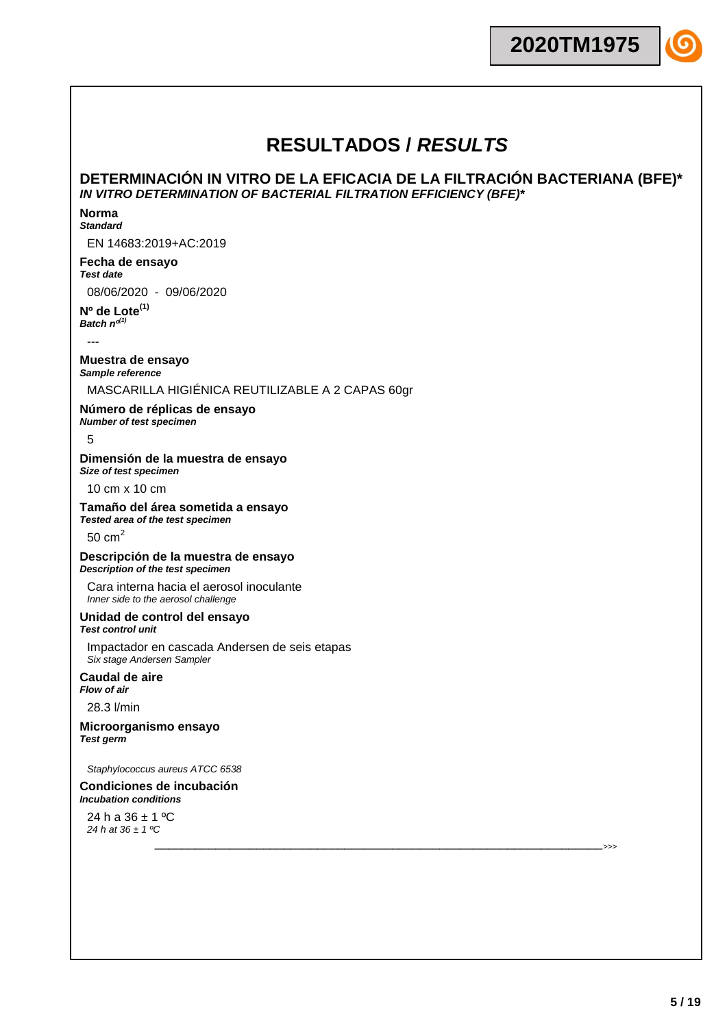# RESULTADOS / *RESULTS*

## DETERMINACIÓN IN VITRO DE LA EFICACIA DE LA FILTRACIÓN BACTERIANA (BFE)*

***IN VITRO DETERMINATION OF BACTERIAL FILTRATION EFFICIENCY (BFE)****

**Norma**
***Standard***

EN 14683:2019+AC:2019

**Fecha de ensayo**
***Test date***

08/06/2020 - 09/06/2020

**Nº de Lote[(1)]**
***Batch nº[(1)]***

---

**Muestra de ensayo**
***Sample reference***

MASCARILLA HIGIÉNICA REUTILIZABLE A 2 CAPAS 60gr

**Número de réplicas de ensayo**
***Number of test specimen***

5

**Dimensión de la muestra de ensayo**
***Size of test specimen***

10 cm x 10 cm

**Tamaño del área sometida a ensayo**
***Tested area of the test specimen***

50 $cm^2$

**Descripción de la muestra de ensayo**
***Description of the test specimen***

Cara interna hacia el aerosol inoculante
*Inner side to the aerosol challenge*

**Unidad de control del ensayo**
***Test control unit***

Impactador en cascada Andersen de seis etapas
*Six stage Andersen Sampler*

**Caudal de aire**
***Flow of air***

28.3 l/min

**Microorganismo ensayo**
***Test germ***

*Staphylococcus aureus ATCC 6538*

**Condiciones de incubación**
***Incubation conditions***

24 h a 36 ± 1 ºC
*24 h at 36 ± 1 ºC*

>>>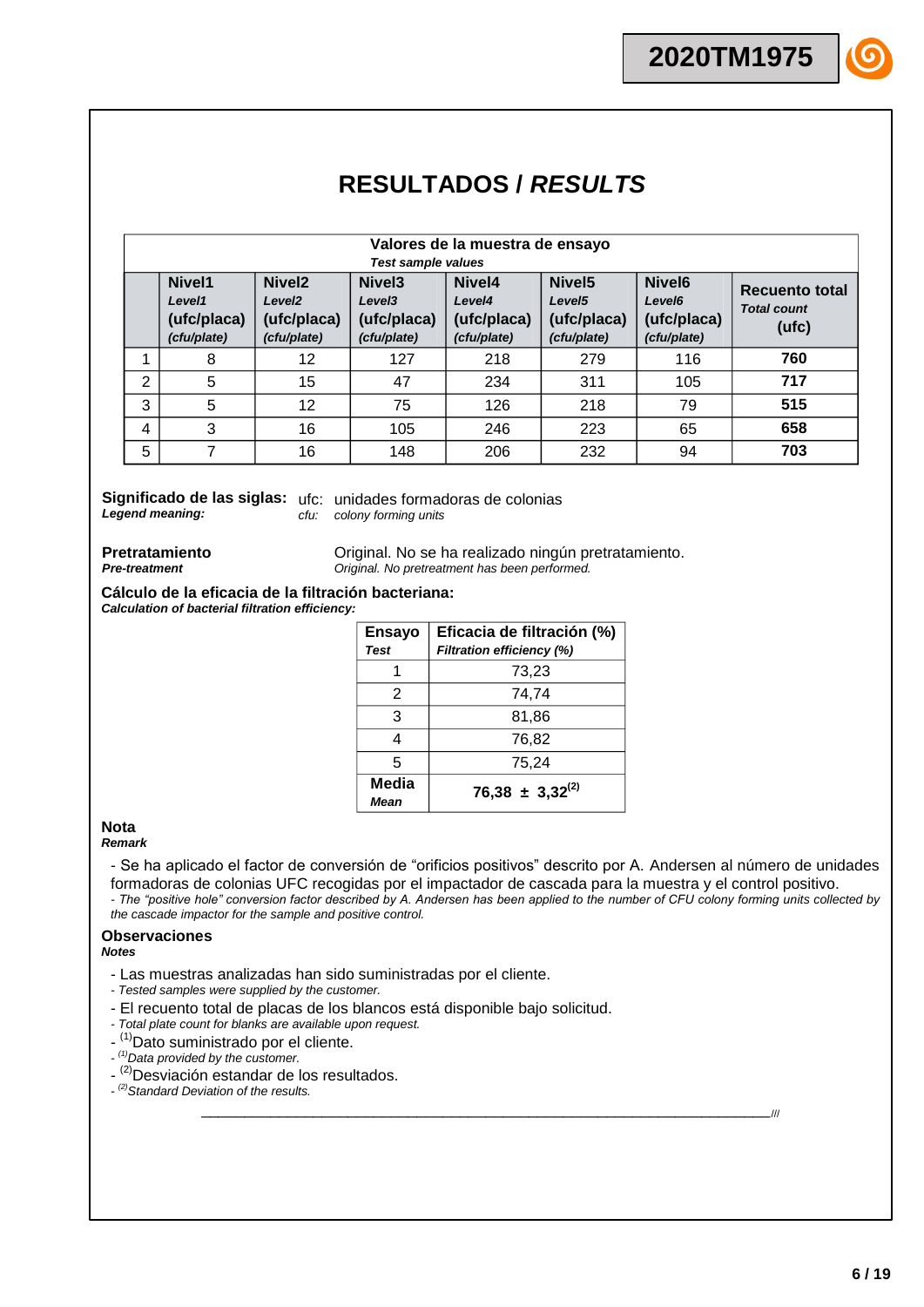# RESULTADOS / *RESULTS*

| | Valores de la muestra de ensayo *Test sample values* | | | | | | |
|---|---|---|---|---|---|---|---|
| | **Nivel1** *Level1* **(ufc/placa)** *(cfu/plate)* | **Nivel2** *Level2* **(ufc/placa)** *(cfu/plate)* | **Nivel3** *Level3* **(ufc/placa)** *(cfu/plate)* | **Nivel4** *Level4* **(ufc/placa)** *(cfu/plate)* | **Nivel5** *Level5* **(ufc/placa)** *(cfu/plate)* | **Nivel6** *Level6* **(ufc/placa)** *(cfu/plate)* | **Recuento total** *Total count* **(ufc)** |
| 1 | 8 | 12 | 127 | 218 | 279 | 116 | **760** |
| 2 | 5 | 15 | 47 | 234 | 311 | 105 | **717** |
| 3 | 5 | 12 | 75 | 126 | 218 | 79 | **515** |
| 4 | 3 | 16 | 105 | 246 | 223 | 65 | **658** |
| 5 | 7 | 16 | 148 | 206 | 232 | 94 | **703** |

**Significado de las siglas:** ufc: unidades formadoras de colonias
***Legend meaning:*** *cfu: colony forming units*

**Pretratamiento** Original. No se ha realizado ningún pretratamiento.
***Pre-treatment*** *Original. No pretreatment has been performed.*

**Cálculo de la eficacia de la filtración bacteriana:**
***Calculation of bacterial filtration efficiency:***

| **Ensayo** *Test* | **Eficacia de filtración (%)** *Filtration efficiency (%)* |
|---|---|
| 1 | 73,23 |
| 2 | 74,74 |
| 3 | 81,86 |
| 4 | 76,82 |
| 5 | 75,24 |
| **Media** *Mean* | **76,38 ± 3,32**[(2)] |

**Nota**
***Remark***

- Se ha aplicado el factor de conversión de "orificios positivos" descrito por A. Andersen al número de unidades formadoras de colonias UFC recogidas por el impactador de cascada para la muestra y el control positivo.
- *The "positive hole" conversion factor described by A. Andersen has been applied to the number of CFU colony forming units collected by the cascade impactor for the sample and positive control.*

**Observaciones**
***Notes***

- Las muestras analizadas han sido suministradas por el cliente.
- *Tested samples were supplied by the customer.*
- El recuento total de placas de los blancos está disponible bajo solicitud.
- *Total plate count for blanks are available upon request.*
- [(1)]Dato suministrado por el cliente.
- *[(1)]Data provided by the customer.*
- [(2)]Desviación estandar de los resultados.
- *[(2)]Standard Deviation of the results.*

___________________________________________________________________///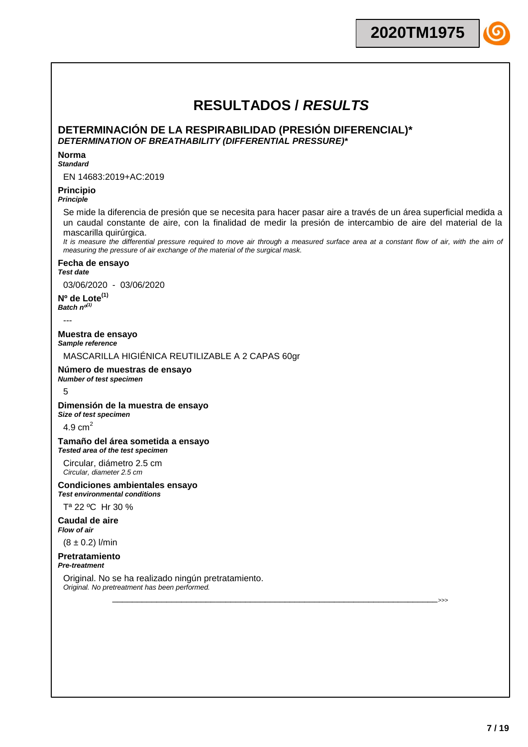# RESULTADOS / *RESULTS*

## DETERMINACIÓN DE LA RESPIRABILIDAD (PRESIÓN DIFERENCIAL)*
### *DETERMINATION OF BREATHABILITY (DIFFERENTIAL PRESSURE)**

**Norma**
***Standard***

EN 14683:2019+AC:2019

**Principio**
***Principle***

Se mide la diferencia de presión que se necesita para hacer pasar aire a través de un área superficial medida a un caudal constante de aire, con la finalidad de medir la presión de intercambio de aire del material de la mascarilla quirúrgica.
*It is measure the differential pressure required to move air through a measured surface area at a constant flow of air, with the aim of measuring the pressure of air exchange of the material of the surgical mask.*

**Fecha de ensayo**
***Test date***

03/06/2020 - 03/06/2020

**Nº de Lote(1)**
***Batch nº(1)***

---

**Muestra de ensayo**
***Sample reference***

MASCARILLA HIGIÉNICA REUTILIZABLE A 2 CAPAS 60gr

**Número de muestras de ensayo**
***Number of test specimen***

5

**Dimensión de la muestra de ensayo**
***Size of test specimen***

4.9 $cm^2$

**Tamaño del área sometida a ensayo**
***Tested area of the test specimen***

Circular, diámetro 2.5 cm
*Circular, diameter 2.5 cm*

**Condiciones ambientales ensayo**
***Test environmental conditions***

Tª 22 ºC Hr 30 %

**Caudal de aire**
***Flow of air***

(8 ± 0.2) l/min

**Pretratamiento**
***Pre-treatment***

Original. No se ha realizado ningún pretratamiento.
*Original. No pretreatment has been performed.*

>>>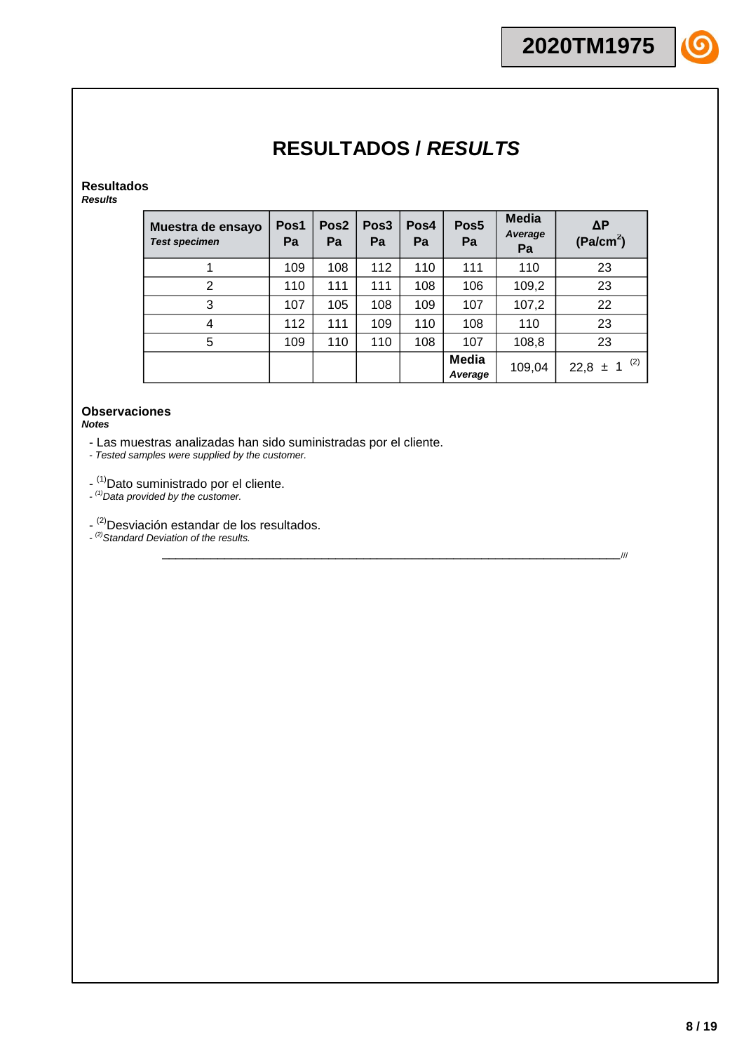# RESULTADOS / *RESULTS*

**Resultados**
***Results***

| Muestra de ensayo *Test specimen* | Pos1 Pa | Pos2 Pa | Pos3 Pa | Pos4 Pa | Pos5 Pa | Media *Average* Pa | ΔP ($Pa/cm^2$) |
|---|---|---|---|---|---|---|---|
| 1 | 109 | 108 | 112 | 110 | 111 | 110 | 23 |
| 2 | 110 | 111 | 111 | 108 | 106 | 109,2 | 23 |
| 3 | 107 | 105 | 108 | 109 | 107 | 107,2 | 22 |
| 4 | 112 | 111 | 109 | 110 | 108 | 110 | 23 |
| 5 | 109 | 110 | 110 | 108 | 107 | 108,8 | 23 |
| | | | | | **Media** ***Average*** | 109,04 | 22,8 ± 1 [(2)] |

**Observaciones**
***Notes***

- Las muestras analizadas han sido suministradas por el cliente.
- *Tested samples were supplied by the customer.*

- [(1)]Dato suministrado por el cliente.
- *[(1)]Data provided by the customer.*

- [(2)]Desviación estandar de los resultados.
- *[(2)]Standard Deviation of the results.*

___________________________________________________________________________///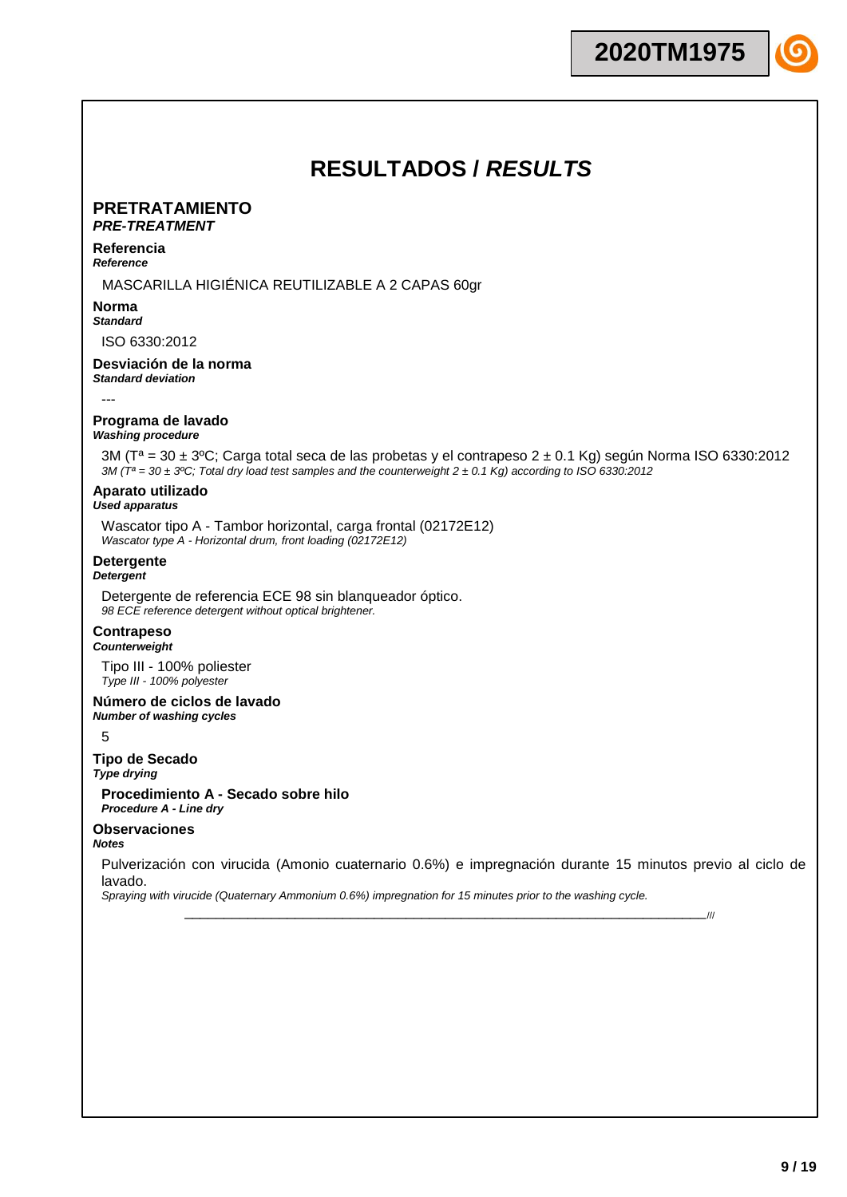# RESULTADOS / *RESULTS*

## PRETRATAMIENTO
***PRE-TREATMENT***

**Referencia**
***Reference***

MASCARILLA HIGIÉNICA REUTILIZABLE A 2 CAPAS 60gr

**Norma**
***Standard***

ISO 6330:2012

**Desviación de la norma**
***Standard deviation***

---

**Programa de lavado**
***Washing procedure***

3M (Tª = 30 ± 3ºC; Carga total seca de las probetas y el contrapeso 2 ± 0.1 Kg) según Norma ISO 6330:2012
*3M (Tª = 30 ± 3ºC; Total dry load test samples and the counterweight 2 ± 0.1 Kg) according to ISO 6330:2012*

**Aparato utilizado**
***Used apparatus***

Wascator tipo A - Tambor horizontal, carga frontal (02172E12)
*Wascator type A - Horizontal drum, front loading (02172E12)*

**Detergente**
***Detergent***

Detergente de referencia ECE 98 sin blanqueador óptico.
*98 ECE reference detergent without optical brightener.*

**Contrapeso**
***Counterweight***

Tipo III - 100% poliester
*Type III - 100% polyester*

**Número de ciclos de lavado**
***Number of washing cycles***

5

**Tipo de Secado**
***Type drying***

**Procedimiento A - Secado sobre hilo**
***Procedure A - Line dry***

**Observaciones**
***Notes***

Pulverización con virucida (Amonio cuaternario 0.6%) e impregnación durante 15 minutos previo al ciclo de lavado.
*Spraying with virucide (Quaternary Ammonium 0.6%) impregnation for 15 minutes prior to the washing cycle.*

___________________________________________________________________________///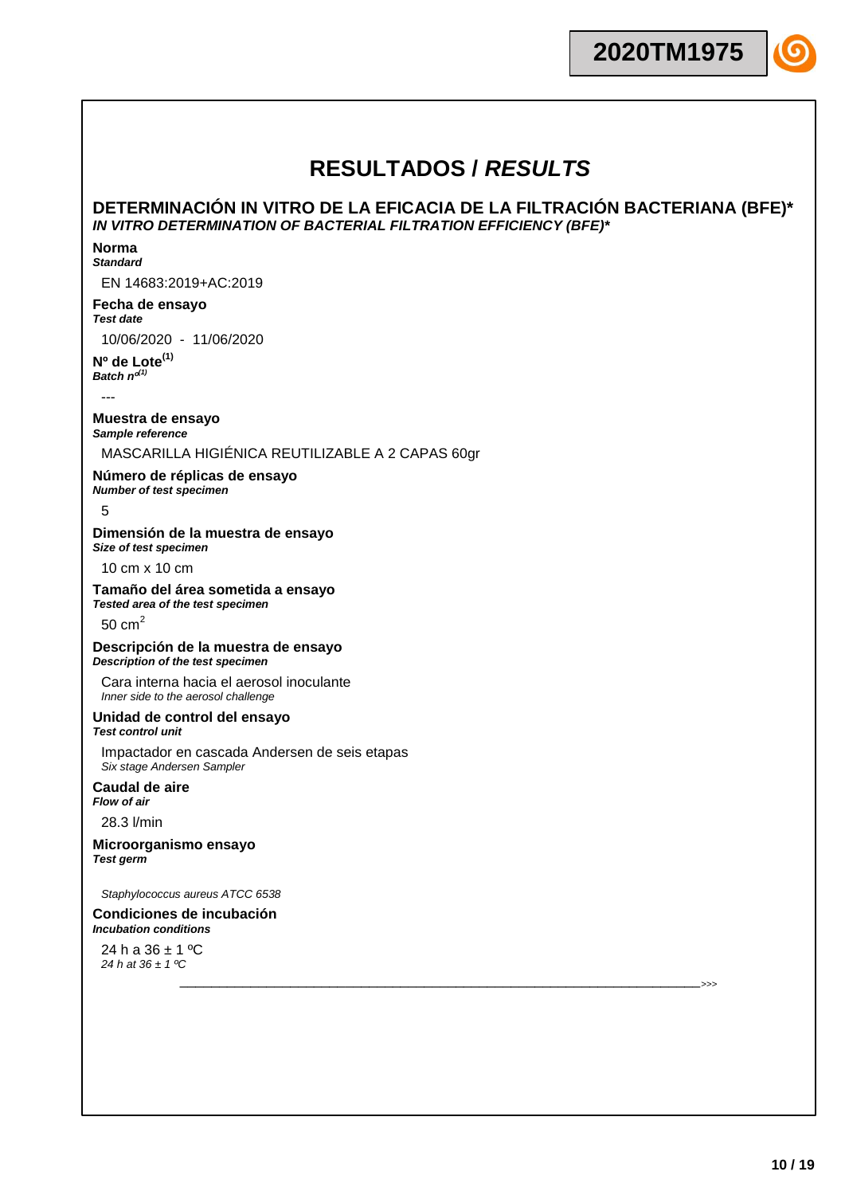# RESULTADOS / *RESULTS*

## DETERMINACIÓN IN VITRO DE LA EFICACIA DE LA FILTRACIÓN BACTERIANA (BFE)*
***IN VITRO DETERMINATION OF BACTERIAL FILTRATION EFFICIENCY (BFE)****

**Norma**
***Standard***

EN 14683:2019+AC:2019

**Fecha de ensayo**
***Test date***

10/06/2020 - 11/06/2020

**Nº de Lote**[1]
***Batch nº***[1]

---

**Muestra de ensayo**
***Sample reference***

MASCARILLA HIGIÉNICA REUTILIZABLE A 2 CAPAS 60gr

**Número de réplicas de ensayo**
***Number of test specimen***

5

**Dimensión de la muestra de ensayo**
***Size of test specimen***

10 cm x 10 cm

**Tamaño del área sometida a ensayo**
***Tested area of the test specimen***

50 $cm^2$

**Descripción de la muestra de ensayo**
***Description of the test specimen***

Cara interna hacia el aerosol inoculante
*Inner side to the aerosol challenge*

**Unidad de control del ensayo**
***Test control unit***

Impactador en cascada Andersen de seis etapas
*Six stage Andersen Sampler*

**Caudal de aire**
***Flow of air***

28.3 l/min

**Microorganismo ensayo**
***Test germ***

*Staphylococcus aureus ATCC 6538*

**Condiciones de incubación**
***Incubation conditions***

24 h a 36 ± 1 ºC
*24 h at 36 ± 1 ºC*

\>>>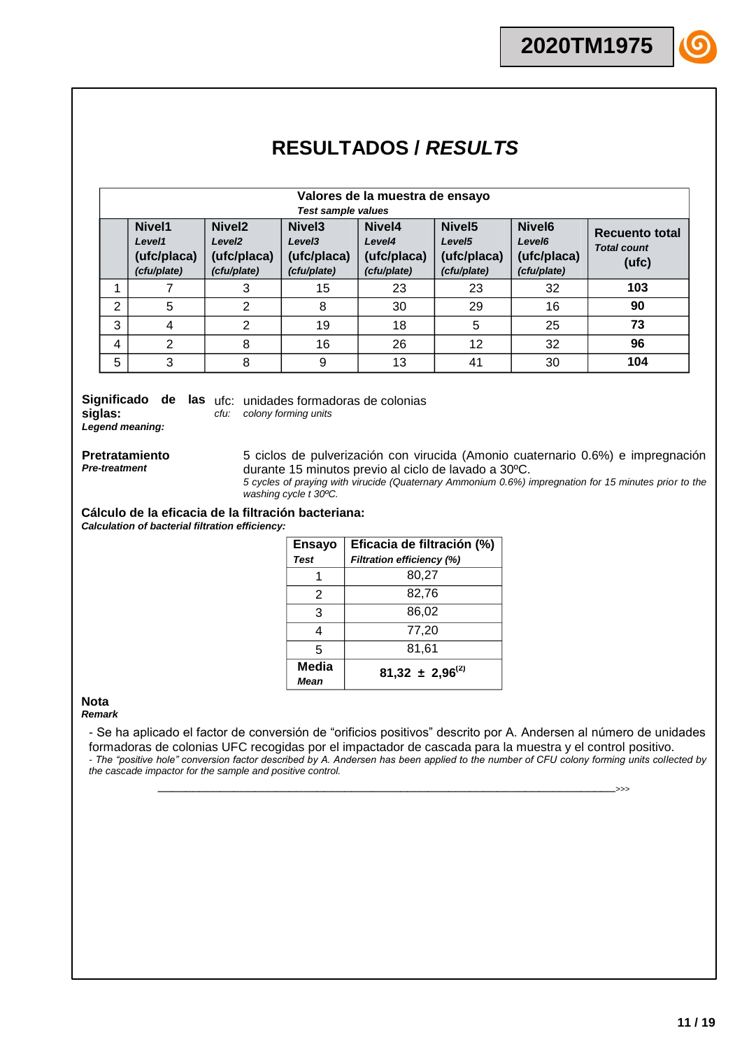2020TM1975

# RESULTADOS / *RESULTS*

| | Valores de la muestra de ensayo *Test sample values* | | | | | | |
|---|---|---|---|---|---|---|---|
| | **Nivel1** *Level1* **(ufc/placa)** *(cfu/plate)* | **Nivel2** *Level2* **(ufc/placa)** *(cfu/plate)* | **Nivel3** *Level3* **(ufc/placa)** *(cfu/plate)* | **Nivel4** *Level4* **(ufc/placa)** *(cfu/plate)* | **Nivel5** *Level5* **(ufc/placa)** *(cfu/plate)* | **Nivel6** *Level6* **(ufc/placa)** *(cfu/plate)* | **Recuento total** *Total count* **(ufc)** |
| 1 | 7 | 3 | 15 | 23 | 23 | 32 | **103** |
| 2 | 5 | 2 | 8 | 30 | 29 | 16 | **90** |
| 3 | 4 | 2 | 19 | 18 | 5 | 25 | **73** |
| 4 | 2 | 8 | 16 | 26 | 12 | 32 | **96** |
| 5 | 3 | 8 | 9 | 13 | 41 | 30 | **104** |

**Significado de las siglas:**
***Legend meaning:***

ufc: unidades formadoras de colonias
*cfu: colony forming units*

**Pretratamiento**
***Pre-treatment***

5 ciclos de pulverización con virucida (Amonio cuaternario 0.6%) e impregnación durante 15 minutos previo al ciclo de lavado a 30ºC.
*5 cycles of praying with virucide (Quaternary Ammonium 0.6%) impregnation for 15 minutes prior to the washing cycle t 30ºC.*

**Cálculo de la eficacia de la filtración bacteriana:**
***Calculation of bacterial filtration efficiency:***

| **Ensayo** *Test* | **Eficacia de filtración (%)** *Filtration efficiency (%)* |
|---|---|
| 1 | 80,27 |
| 2 | 82,76 |
| 3 | 86,02 |
| 4 | 77,20 |
| 5 | 81,61 |
| **Media** *Mean* | **81,32 ± 2,96**(2) |

**Nota**
***Remark***

- Se ha aplicado el factor de conversión de “orificios positivos” descrito por A. Andersen al número de unidades formadoras de colonias UFC recogidas por el impactador de cascada para la muestra y el control positivo.
*- The “positive hole” conversion factor described by A. Andersen has been applied to the number of CFU colony forming units collected by the cascade impactor for the sample and positive control.*

\_\_\_\_\_\_\_\_\_\_\_\_\_\_\_\_\_\_\_\_\_\_\_\_\_\_\_\_\_\_\_\_\_\_\_\_\_\_\_\_\_\_\_\_\_\_\_\_\_\_\_\_\_\_\_\_\_\_\_\_\_\_\_\_\_\_\_\_\_\_\_\_\_\_>>>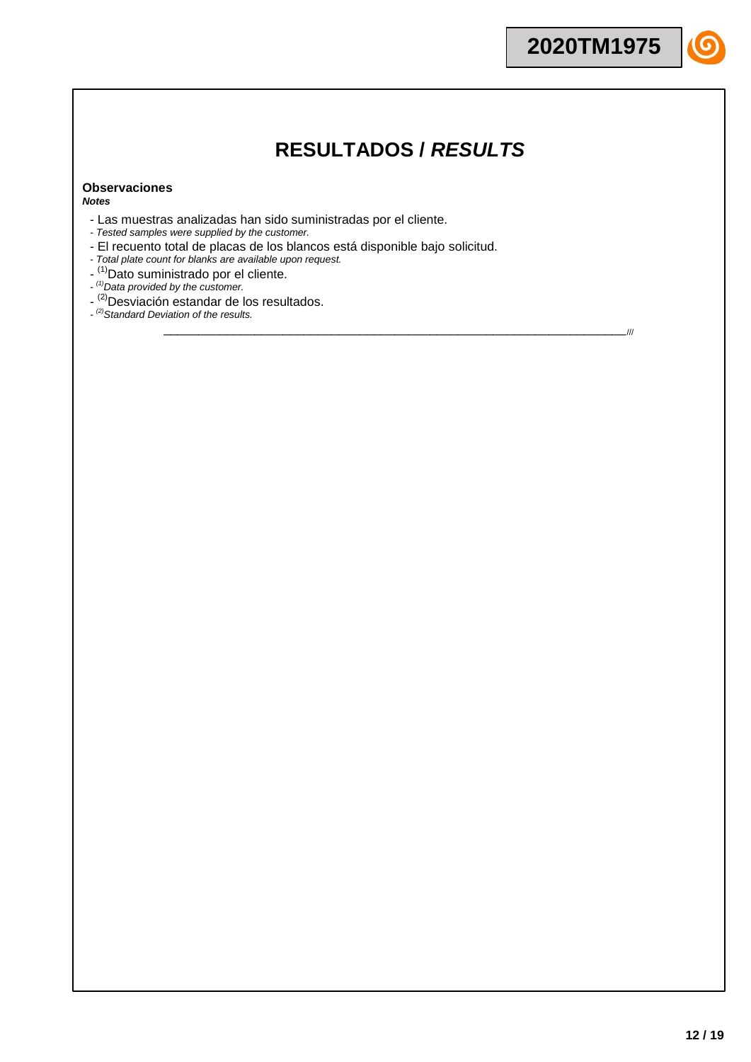# RESULTADOS / *RESULTS*

**Observaciones**
***Notes***

- Las muestras analizadas han sido suministradas por el cliente.
- *Tested samples were supplied by the customer.*
- El recuento total de placas de los blancos está disponible bajo solicitud.
- *Total plate count for blanks are available upon request.*
- (1)Dato suministrado por el cliente.
- *(1)Data provided by the customer.*
- (2)Desviación estandar de los resultados.
- *(2)Standard Deviation of the results.*

___________________________________________________________________________///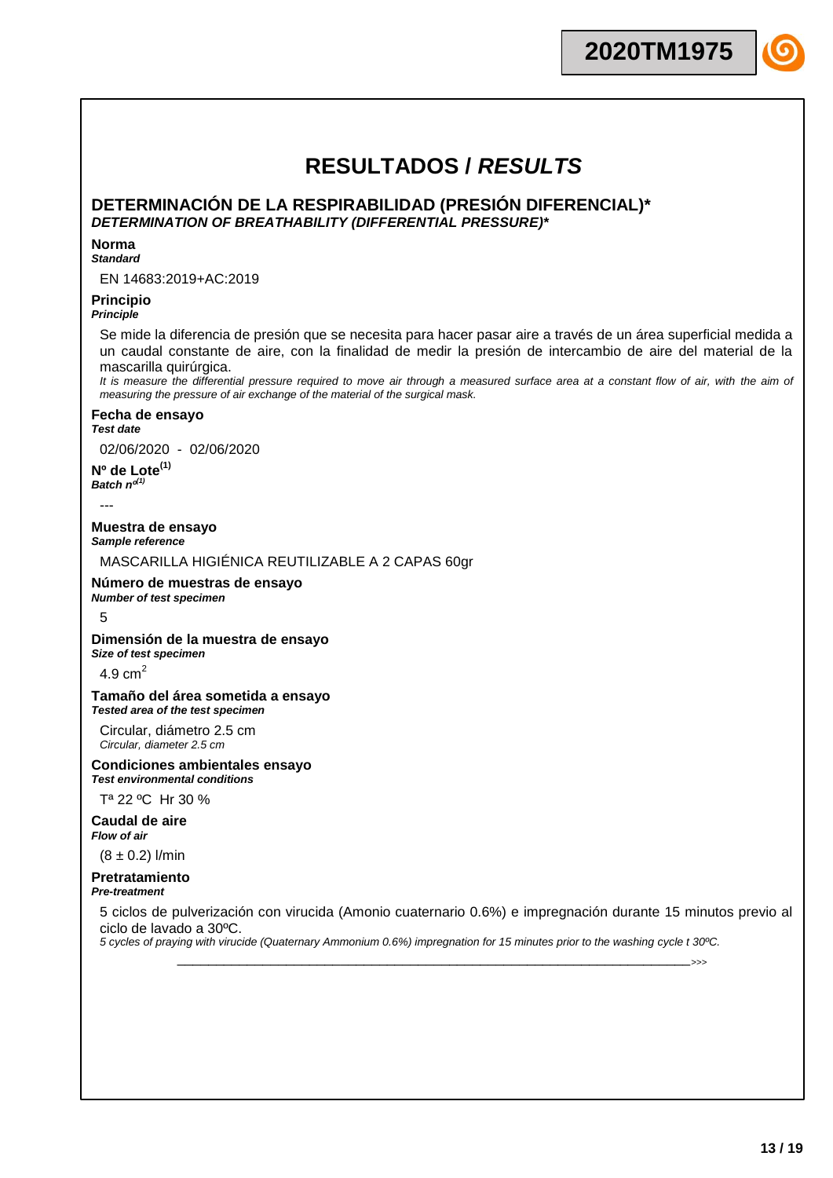# RESULTADOS / *RESULTS*

## DETERMINACIÓN DE LA RESPIRABILIDAD (PRESIÓN DIFERENCIAL)*
***DETERMINATION OF BREATHABILITY (DIFFERENTIAL PRESSURE)****

**Norma**
***Standard***

EN 14683:2019+AC:2019

**Principio**
***Principle***

Se mide la diferencia de presión que se necesita para hacer pasar aire a través de un área superficial medida a un caudal constante de aire, con la finalidad de medir la presión de intercambio de aire del material de la mascarilla quirúrgica.
*It is measure the differential pressure required to move air through a measured surface area at a constant flow of air, with the aim of measuring the pressure of air exchange of the material of the surgical mask.*

**Fecha de ensayo**
***Test date***

02/06/2020 - 02/06/2020

**Nº de Lote[(1)]**
***Batch nº[(1)]***

---

**Muestra de ensayo**
***Sample reference***

MASCARILLA HIGIÉNICA REUTILIZABLE A 2 CAPAS 60gr

**Número de muestras de ensayo**
***Number of test specimen***

5

**Dimensión de la muestra de ensayo**
***Size of test specimen***

4.9 $cm^2$

**Tamaño del área sometida a ensayo**
***Tested area of the test specimen***

Circular, diámetro 2.5 cm
*Circular, diameter 2.5 cm*

**Condiciones ambientales ensayo**
***Test environmental conditions***

Tª 22 ºC Hr 30 %

**Caudal de aire**
***Flow of air***

(8 ± 0.2) l/min

**Pretratamiento**
***Pre-treatment***

5 ciclos de pulverización con virucida (Amonio cuaternario 0.6%) e impregnación durante 15 minutos previo al ciclo de lavado a 30ºC.
*5 cycles of praying with virucide (Quaternary Ammonium 0.6%) impregnation for 15 minutes prior to the washing cycle t 30ºC.*

>>>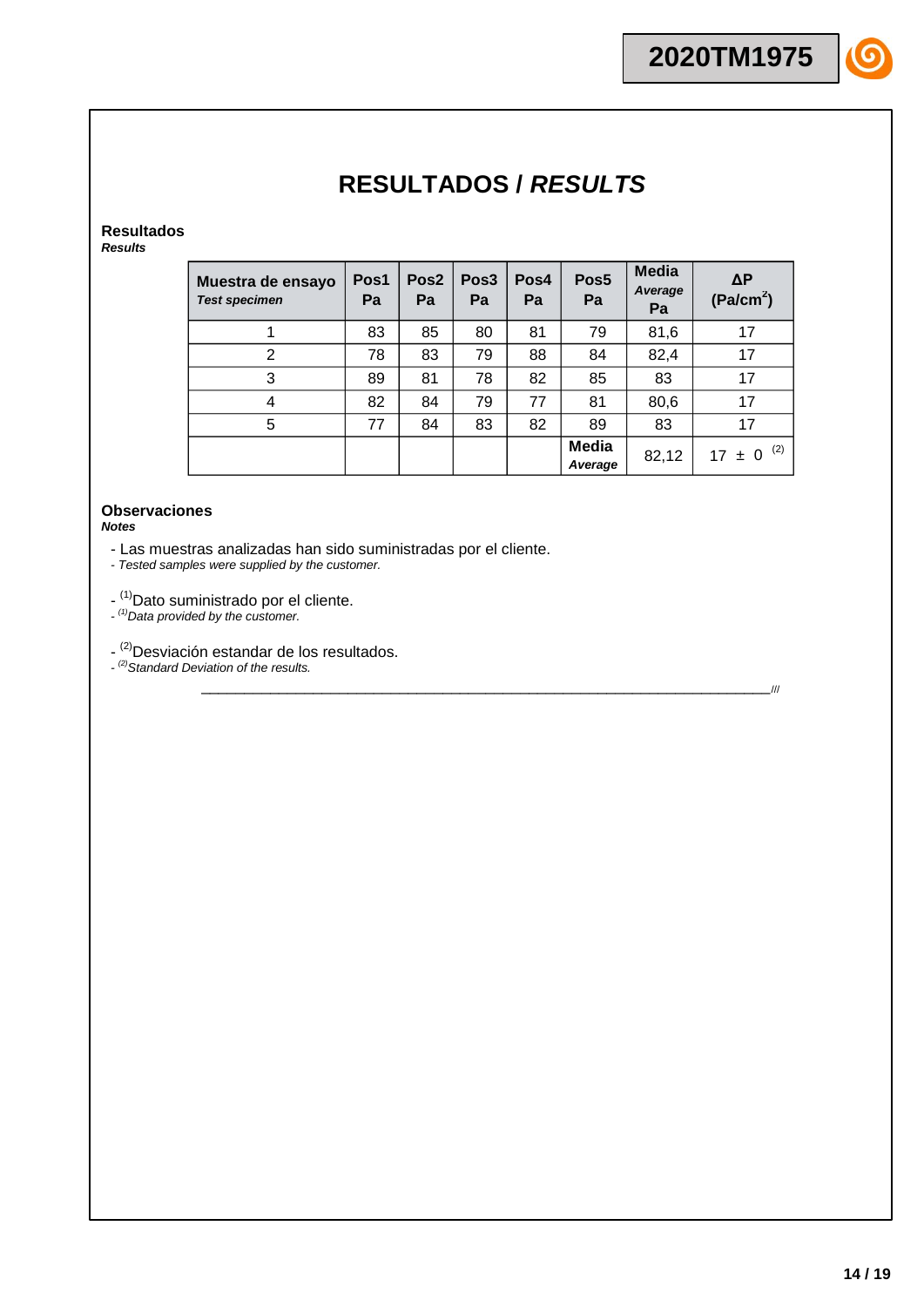# RESULTADOS / *RESULTS*

**Resultados**
***Results***

| Muestra de ensayo *Test specimen* | Pos1 Pa | Pos2 Pa | Pos3 Pa | Pos4 Pa | Pos5 Pa | Media *Average* Pa | ΔP ($Pa/cm^2$) |
|---|---|---|---|---|---|---|---|
| 1 | 83 | 85 | 80 | 81 | 79 | 81,6 | 17 |
| 2 | 78 | 83 | 79 | 88 | 84 | 82,4 | 17 |
| 3 | 89 | 81 | 78 | 82 | 85 | 83 | 17 |
| 4 | 82 | 84 | 79 | 77 | 81 | 80,6 | 17 |
| 5 | 77 | 84 | 83 | 82 | 89 | 83 | 17 |
| | | | | | **Media** *Average* | 82,12 | 17 ± 0 [(2)] |

**Observaciones**
***Notes***

- Las muestras analizadas han sido suministradas por el cliente.
- *Tested samples were supplied by the customer.*

- [(1)]Dato suministrado por el cliente.
- *[(1)]Data provided by the customer.*

- [(2)]Desviación estandar de los resultados.
- *[(2)]Standard Deviation of the results.*

___________________________________________________________________________///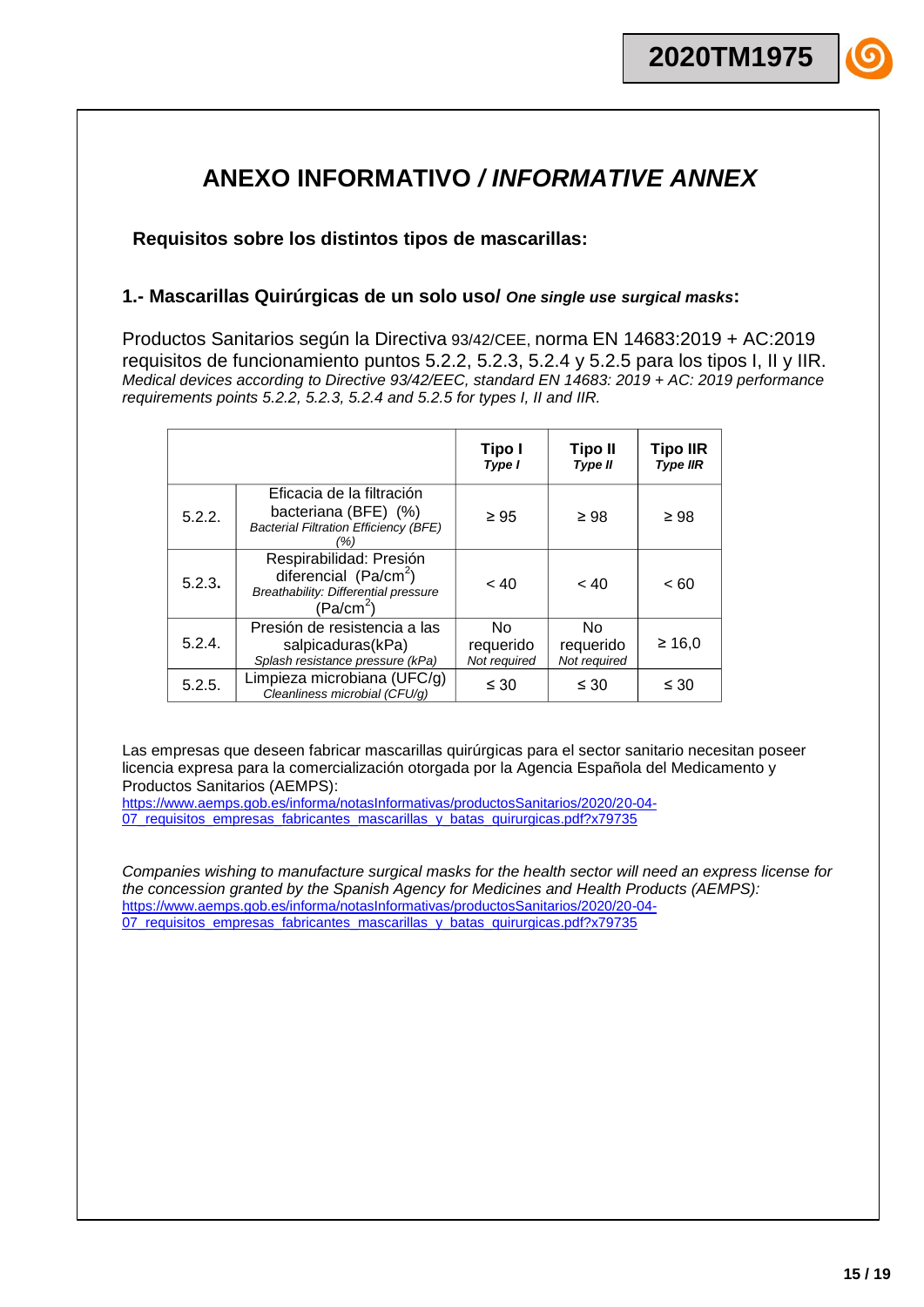# ANEXO INFORMATIVO / *INFORMATIVE ANNEX*

**Requisitos sobre los distintos tipos de mascarillas:**

## 1.- Mascarillas Quirúrgicas de un solo uso/ *One single use surgical masks*:

Productos Sanitarios según la Directiva 93/42/CEE, norma EN 14683:2019 + AC:2019 requisitos de funcionamiento puntos 5.2.2, 5.2.3, 5.2.4 y 5.2.5 para los tipos I, II y IIR.
*Medical devices according to Directive 93/42/EEC, standard EN 14683: 2019 + AC: 2019 performance requirements points 5.2.2, 5.2.3, 5.2.4 and 5.2.5 for types I, II and IIR.*

| | | **Tipo I** *Type I* | **Tipo II** *Type II* | **Tipo IIR** *Type IIR* |
|---|---|---|---|---|
| 5.2.2. | Eficacia de la filtración bacteriana (BFE) (%) *Bacterial Filtration Efficiency (BFE) (%)* | ≥ 95 | ≥ 98 | ≥ 98 |
| 5.2.3. | Respirabilidad: Presión diferencial (Pa/cm$^2$) *Breathability: Differential pressure* (Pa/cm$^2$) | < 40 | < 40 | < 60 |
| 5.2.4. | Presión de resistencia a las salpicaduras(kPa) *Splash resistance pressure (kPa)* | No requerido *Not required* | No requerido *Not required* | ≥ 16,0 |
| 5.2.5. | Limpieza microbiana (UFC/g) *Cleanliness microbial (CFU/g)* | ≤ 30 | ≤ 30 | ≤ 30 |

Las empresas que deseen fabricar mascarillas quirúrgicas para el sector sanitario necesitan poseer licencia expresa para la comercialización otorgada por la Agencia Española del Medicamento y Productos Sanitarios (AEMPS):
https://www.aemps.gob.es/informa/notasInformativas/productosSanitarios/2020/20-04-07_requisitos_empresas_fabricantes_mascarillas_y_batas_quirurgicas.pdf?x79735

*Companies wishing to manufacture surgical masks for the health sector will need an express license for the concession granted by the Spanish Agency for Medicines and Health Products (AEMPS):*
https://www.aemps.gob.es/informa/notasInformativas/productosSanitarios/2020/20-04-07_requisitos_empresas_fabricantes_mascarillas_y_batas_quirurgicas.pdf?x79735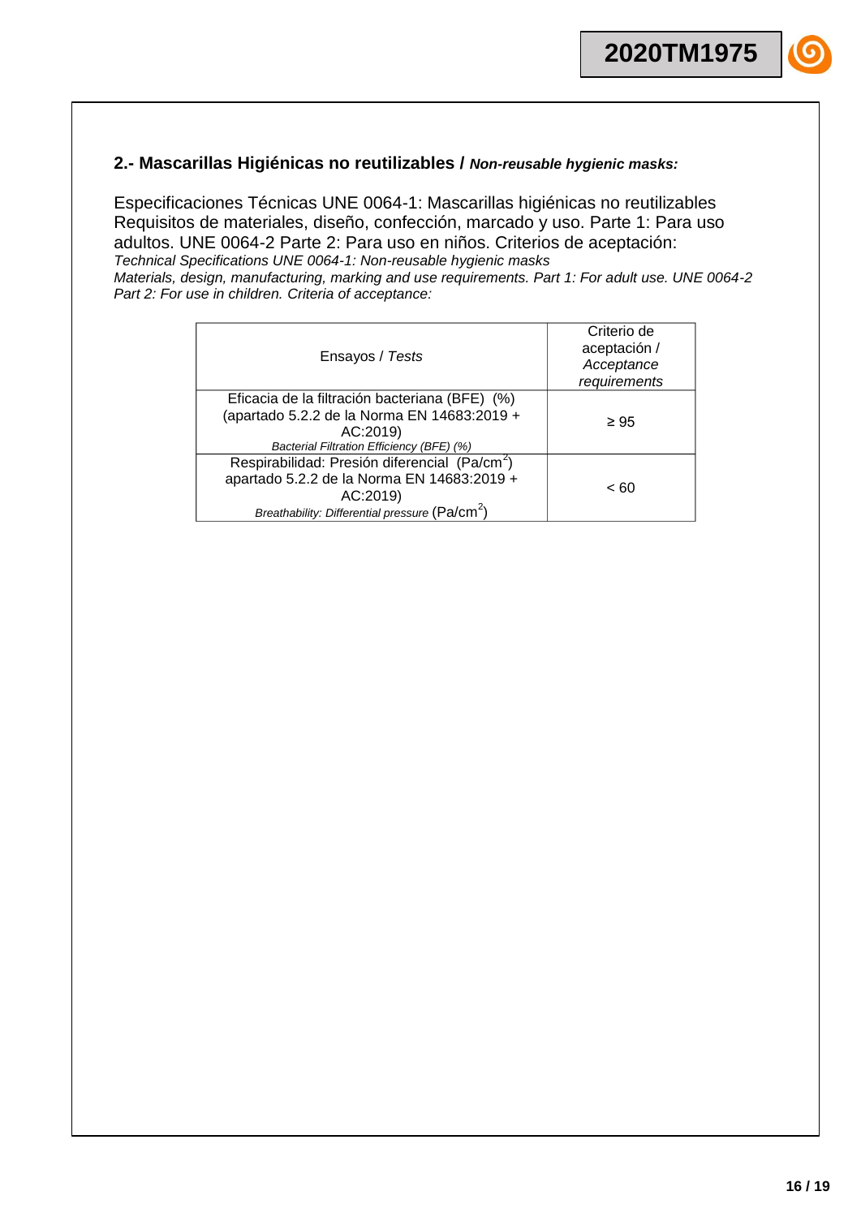## 2.- Mascarillas Higiénicas no reutilizables / *Non-reusable hygienic masks:*

Especificaciones Técnicas UNE 0064-1: Mascarillas higiénicas no reutilizables Requisitos de materiales, diseño, confección, marcado y uso. Parte 1: Para uso adultos. UNE 0064-2 Parte 2: Para uso en niños. Criterios de aceptación:
*Technical Specifications UNE 0064-1: Non-reusable hygienic masks Materials, design, manufacturing, marking and use requirements. Part 1: For adult use. UNE 0064-2 Part 2: For use in children. Criteria of acceptance:*

| Ensayos / *Tests* | Criterio de aceptación / *Acceptance requirements* |
|---|---|
| Eficacia de la filtración bacteriana (BFE) (%) (apartado 5.2.2 de la Norma EN 14683:2019 + AC:2019) *Bacterial Filtration Efficiency (BFE) (%)* | ≥ 95 |
| Respirabilidad: Presión diferencial (Pa/cm$^2$) apartado 5.2.2 de la Norma EN 14683:2019 + AC:2019) *Breathability: Differential pressure* (Pa/cm$^2$) | < 60 |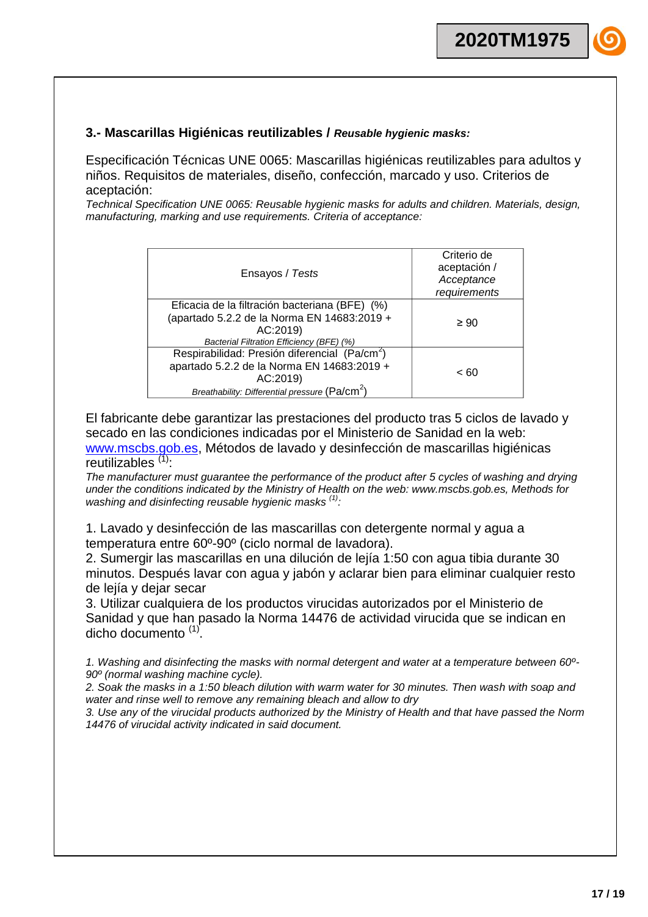### 3.- Mascarillas Higiénicas reutilizables / *Reusable hygienic masks:*

Especificación Técnicas UNE 0065: Mascarillas higiénicas reutilizables para adultos y niños. Requisitos de materiales, diseño, confección, marcado y uso. Criterios de aceptación:

*Technical Specification UNE 0065: Reusable hygienic masks for adults and children. Materials, design, manufacturing, marking and use requirements. Criteria of acceptance:*

| Ensayos / *Tests* | Criterio de aceptación / *Acceptance requirements* |
| --- | --- |
| Eficacia de la filtración bacteriana (BFE) (%) (apartado 5.2.2 de la Norma EN 14683:2019 + AC:2019) *Bacterial Filtration Efficiency (BFE) (%)* | ≥ 90 |
| Respirabilidad: Presión diferencial (Pa/cm$^2$) apartado 5.2.2 de la Norma EN 14683:2019 + AC:2019) *Breathability: Differential pressure* (Pa/cm$^2$) | < 60 |

El fabricante debe garantizar las prestaciones del producto tras 5 ciclos de lavado y secado en las condiciones indicadas por el Ministerio de Sanidad en la web: www.mscbs.gob.es, Métodos de lavado y desinfección de mascarillas higiénicas reutilizables (1):

*The manufacturer must guarantee the performance of the product after 5 cycles of washing and drying under the conditions indicated by the Ministry of Health on the web: www.mscbs.gob.es, Methods for washing and disinfecting reusable hygienic masks (1):*

1. Lavado y desinfección de las mascarillas con detergente normal y agua a temperatura entre 60º-90º (ciclo normal de lavadora).
2. Sumergir las mascarillas en una dilución de lejía 1:50 con agua tibia durante 30 minutos. Después lavar con agua y jabón y aclarar bien para eliminar cualquier resto de lejía y dejar secar
3. Utilizar cualquiera de los productos virucidas autorizados por el Ministerio de Sanidad y que han pasado la Norma 14476 de actividad virucida que se indican en dicho documento (1).

*1. Washing and disinfecting the masks with normal detergent and water at a temperature between 60º-90º (normal washing machine cycle).*
*2. Soak the masks in a 1:50 bleach dilution with warm water for 30 minutes. Then wash with soap and water and rinse well to remove any remaining bleach and allow to dry*
*3. Use any of the virucidal products authorized by the Ministry of Health and that have passed the Norm 14476 of virucidal activity indicated in said document.*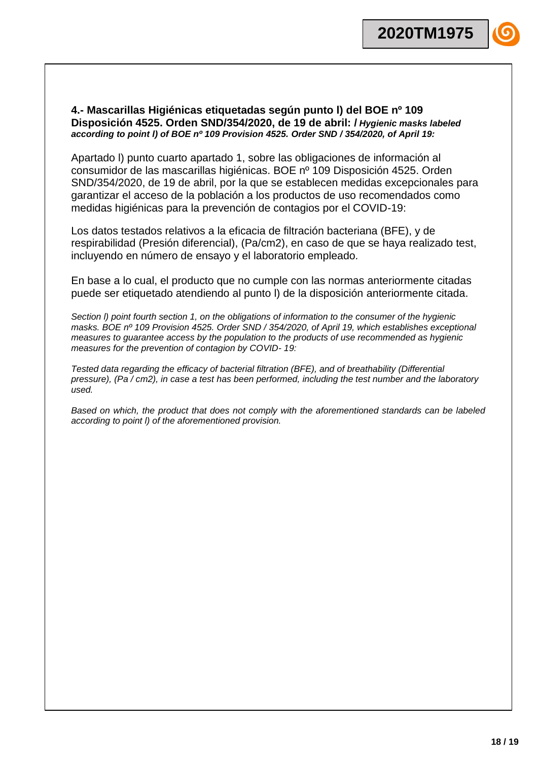**4.- Mascarillas Higiénicas etiquetadas según punto l) del BOE nº 109 Disposición 4525. Orden SND/354/2020, de 19 de abril: /** ***Hygienic masks labeled according to point l) of BOE nº 109 Provision 4525. Order SND / 354/2020, of April 19:***

Apartado l) punto cuarto apartado 1, sobre las obligaciones de información al consumidor de las mascarillas higiénicas. BOE nº 109 Disposición 4525. Orden SND/354/2020, de 19 de abril, por la que se establecen medidas excepcionales para garantizar el acceso de la población a los productos de uso recomendados como medidas higiénicas para la prevención de contagios por el COVID-19:

Los datos testados relativos a la eficacia de filtración bacteriana (BFE), y de respirabilidad (Presión diferencial), (Pa/cm2), en caso de que se haya realizado test, incluyendo en número de ensayo y el laboratorio empleado.

En base a lo cual, el producto que no cumple con las normas anteriormente citadas puede ser etiquetado atendiendo al punto l) de la disposición anteriormente citada.

*Section l) point fourth section 1, on the obligations of information to the consumer of the hygienic masks. BOE nº 109 Provision 4525. Order SND / 354/2020, of April 19, which establishes exceptional measures to guarantee access by the population to the products of use recommended as hygienic measures for the prevention of contagion by COVID- 19:*

*Tested data regarding the efficacy of bacterial filtration (BFE), and of breathability (Differential pressure), (Pa / cm2), in case a test has been performed, including the test number and the laboratory used.*

*Based on which, the product that does not comply with the aforementioned standards can be labeled according to point l) of the aforementioned provision.*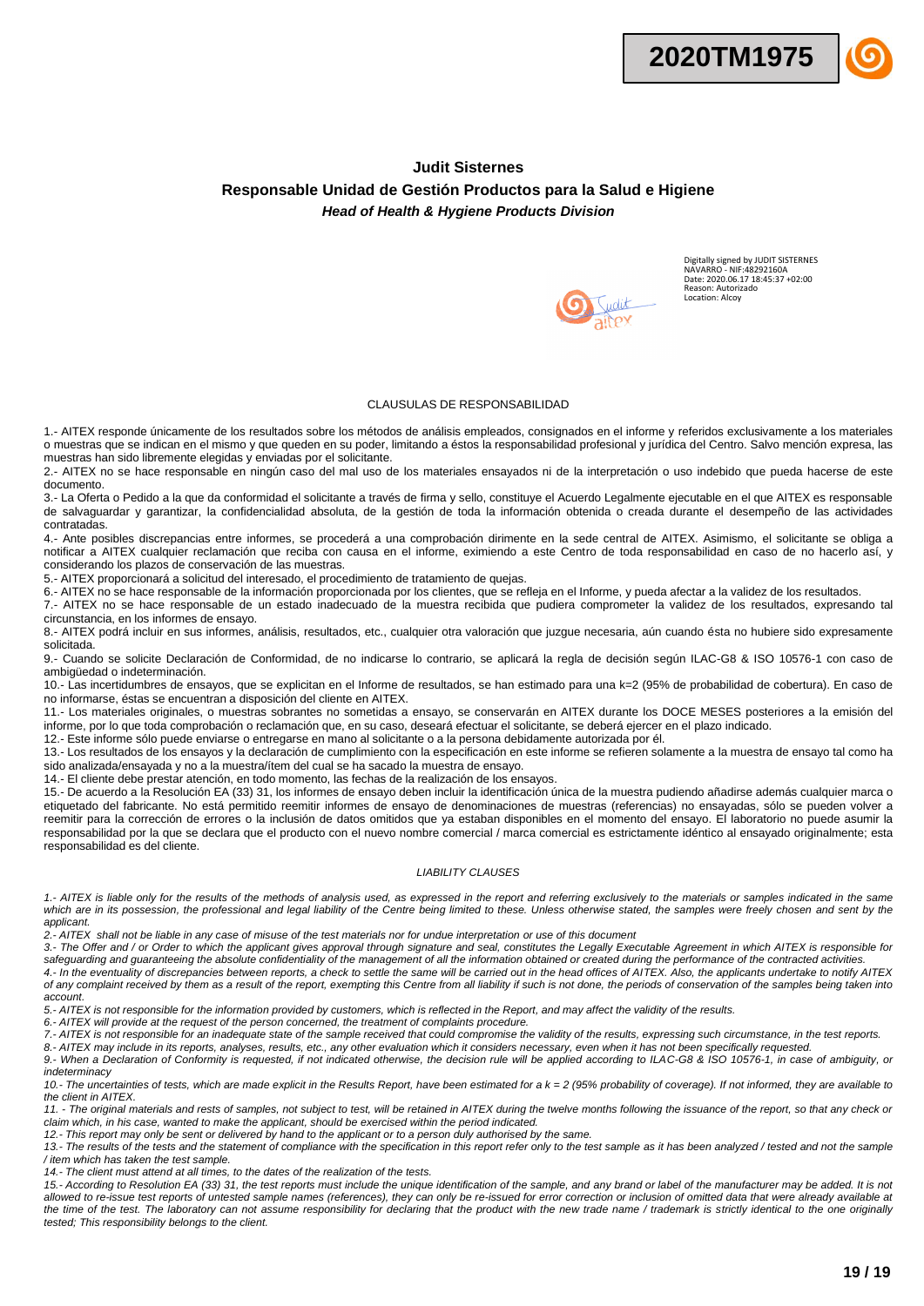**Judit Sisternes**

**Responsable Unidad de Gestión Productos para la Salud e Higiene**

***Head of Health & Hygiene Products Division***

Digitally signed by JUDIT SISTERNES NAVARRO - NIF:48292160A
Date: 2020.06.17 18:45:37 +02:00
Reason: Autorizado
Location: Alcoy

CLAUSULAS DE RESPONSABILIDAD

1.- AITEX responde únicamente de los resultados sobre los métodos de análisis empleados, consignados en el informe y referidos exclusivamente a los materiales o muestras que se indican en el mismo y que queden en su poder, limitando a éstos la responsabilidad profesional y jurídica del Centro. Salvo mención expresa, las muestras han sido libremente elegidas y enviadas por el solicitante.
2.- AITEX no se hace responsable en ningún caso del mal uso de los materiales ensayados ni de la interpretación o uso indebido que pueda hacerse de este documento.
3.- La Oferta o Pedido a la que da conformidad el solicitante a través de firma y sello, constituye el Acuerdo Legalmente ejecutable en el que AITEX es responsable de salvaguardar y garantizar, la confidencialidad absoluta, de la gestión de toda la información obtenida o creada durante el desempeño de las actividades contratadas.
4.- Ante posibles discrepancias entre informes, se procederá a una comprobación dirimente en la sede central de AITEX. Asimismo, el solicitante se obliga a notificar a AITEX cualquier reclamación que reciba con causa en el informe, eximiendo a este Centro de toda responsabilidad en caso de no hacerlo así, y considerando los plazos de conservación de las muestras.
5.- AITEX proporcionará a solicitud del interesado, el procedimiento de tratamiento de quejas.
6.- AITEX no se hace responsable de la información proporcionada por los clientes, que se refleja en el Informe, y pueda afectar a la validez de los resultados.
7.- AITEX no se hace responsable de un estado inadecuado de la muestra recibida que pudiera comprometer la validez de los resultados, expresando tal circunstancia, en los informes de ensayo.
8.- AITEX podrá incluir en sus informes, análisis, resultados, etc., cualquier otra valoración que juzgue necesaria, aún cuando ésta no hubiere sido expresamente solicitada.
9.- Cuando se solicite Declaración de Conformidad, de no indicarse lo contrario, se aplicará la regla de decisión según ILAC-G8 & ISO 10576-1 con caso de ambigüedad o indeterminación.
10.- Las incertidumbres de ensayos, que se explicitan en el Informe de resultados, se han estimado para una k=2 (95% de probabilidad de cobertura). En caso de no informarse, éstas se encuentran a disposición del cliente en AITEX.
11.- Los materiales originales, o muestras sobrantes no sometidas a ensayo, se conservarán en AITEX durante los DOCE MESES posteriores a la emisión del informe, por lo que toda comprobación o reclamación que, en su caso, deseará efectuar el solicitante, se deberá ejercer en el plazo indicado.
12.- Este informe sólo puede enviarse o entregarse en mano al solicitante o a la persona debidamente autorizada por él.
13.- Los resultados de los ensayos y la declaración de cumplimiento con la especificación en este informe se refieren solamente a la muestra de ensayo tal como ha sido analizada/ensayada y no a la muestra/ítem del cual se ha sacado la muestra de ensayo.
14.- El cliente debe prestar atención, en todo momento, las fechas de la realización de los ensayos.
15.- De acuerdo a la Resolución EA (33) 31, los informes de ensayo deben incluir la identificación única de la muestra pudiendo añadirse además cualquier marca o etiquetado del fabricante. No está permitido reemitir informes de ensayo de denominaciones de muestras (referencias) no ensayadas, sólo se pueden volver a reemitir para la corrección de errores o la inclusión de datos omitidos que ya estaban disponibles en el momento del ensayo. El laboratorio no puede asumir la responsabilidad por la que se declara que el producto con el nuevo nombre comercial / marca comercial es estrictamente idéntico al ensayado originalmente; esta responsabilidad es del cliente.

*LIABILITY CLAUSES*

*1.- AITEX is liable only for the results of the methods of analysis used, as expressed in the report and referring exclusively to the materials or samples indicated in the same which are in its possession, the professional and legal liability of the Centre being limited to these. Unless otherwise stated, the samples were freely chosen and sent by the applicant.*
*2.- AITEX shall not be liable in any case of misuse of the test materials nor for undue interpretation or use of this document*
*3.- The Offer and / or Order to which the applicant gives approval through signature and seal, constitutes the Legally Executable Agreement in which AITEX is responsible for safeguarding and guaranteeing the absolute confidentiality of the management of all the information obtained or created during the performance of the contracted activities.*
*4.- In the eventuality of discrepancies between reports, a check to settle the same will be carried out in the head offices of AITEX. Also, the applicants undertake to notify AITEX of any complaint received by them as a result of the report, exempting this Centre from all liability if such is not done, the periods of conservation of the samples being taken into account.*
*5.- AITEX is not responsible for the information provided by customers, which is reflected in the Report, and may affect the validity of the results.*
*6.- AITEX will provide at the request of the person concerned, the treatment of complaints procedure.*
*7.- AITEX is not responsible for an inadequate state of the sample received that could compromise the validity of the results, expressing such circumstance, in the test reports.*
*8.- AITEX may include in its reports, analyses, results, etc., any other evaluation which it considers necessary, even when it has not been specifically requested.*
*9.- When a Declaration of Conformity is requested, if not indicated otherwise, the decision rule will be applied according to ILAC-G8 & ISO 10576-1, in case of ambiguity, or indeterminacy*
*10.- The uncertainties of tests, which are made explicit in the Results Report, have been estimated for a k = 2 (95% probability of coverage). If not informed, they are available to the client in AITEX.*
*11. - The original materials and rests of samples, not subject to test, will be retained in AITEX during the twelve months following the issuance of the report, so that any check or claim which, in his case, wanted to make the applicant, should be exercised within the period indicated.*
*12.- This report may only be sent or delivered by hand to the applicant or to a person duly authorised by the same.*
*13.- The results of the tests and the statement of compliance with the specification in this report refer only to the test sample as it has been analyzed / tested and not the sample / item which has taken the test sample.*
*14.- The client must attend at all times, to the dates of the realization of the tests.*
*15.- According to Resolution EA (33) 31, the test reports must include the unique identification of the sample, and any brand or label of the manufacturer may be added. It is not allowed to re-issue test reports of untested sample names (references), they can only be re-issued for error correction or inclusion of omitted data that were already available at the time of the test. The laboratory can not assume responsibility for declaring that the product with the new trade name / trademark is strictly identical to the one originally tested; This responsibility belongs to the client.*